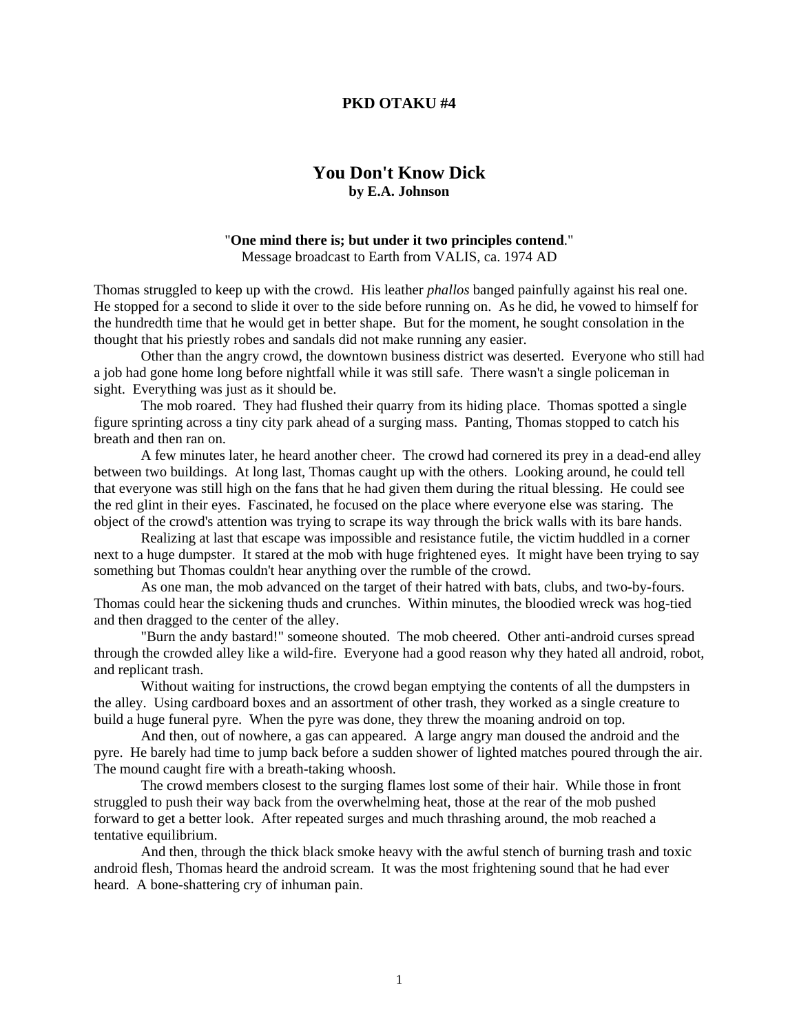**PKD OTAKU #4**

# You Don't Know Dick

**by E.A. Johnson**

"**One mind there is; but under it two principles contend**."
Message broadcast to Earth from VALIS, ca. 1974 AD

Thomas struggled to keep up with the crowd. His leather *phallos* banged painfully against his real one. He stopped for a second to slide it over to the side before running on. As he did, he vowed to himself for the hundredth time that he would get in better shape. But for the moment, he sought consolation in the thought that his priestly robes and sandals did not make running any easier.

Other than the angry crowd, the downtown business district was deserted. Everyone who still had a job had gone home long before nightfall while it was still safe. There wasn't a single policeman in sight. Everything was just as it should be.

The mob roared. They had flushed their quarry from its hiding place. Thomas spotted a single figure sprinting across a tiny city park ahead of a surging mass. Panting, Thomas stopped to catch his breath and then ran on.

A few minutes later, he heard another cheer. The crowd had cornered its prey in a dead-end alley between two buildings. At long last, Thomas caught up with the others. Looking around, he could tell that everyone was still high on the fans that he had given them during the ritual blessing. He could see the red glint in their eyes. Fascinated, he focused on the place where everyone else was staring. The object of the crowd's attention was trying to scrape its way through the brick walls with its bare hands.

Realizing at last that escape was impossible and resistance futile, the victim huddled in a corner next to a huge dumpster. It stared at the mob with huge frightened eyes. It might have been trying to say something but Thomas couldn't hear anything over the rumble of the crowd.

As one man, the mob advanced on the target of their hatred with bats, clubs, and two-by-fours. Thomas could hear the sickening thuds and crunches. Within minutes, the bloodied wreck was hog-tied and then dragged to the center of the alley.

"Burn the andy bastard!" someone shouted. The mob cheered. Other anti-android curses spread through the crowded alley like a wild-fire. Everyone had a good reason why they hated all android, robot, and replicant trash.

Without waiting for instructions, the crowd began emptying the contents of all the dumpsters in the alley. Using cardboard boxes and an assortment of other trash, they worked as a single creature to build a huge funeral pyre. When the pyre was done, they threw the moaning android on top.

And then, out of nowhere, a gas can appeared. A large angry man doused the android and the pyre. He barely had time to jump back before a sudden shower of lighted matches poured through the air. The mound caught fire with a breath-taking whoosh.

The crowd members closest to the surging flames lost some of their hair. While those in front struggled to push their way back from the overwhelming heat, those at the rear of the mob pushed forward to get a better look. After repeated surges and much thrashing around, the mob reached a tentative equilibrium.

And then, through the thick black smoke heavy with the awful stench of burning trash and toxic android flesh, Thomas heard the android scream. It was the most frightening sound that he had ever heard. A bone-shattering cry of inhuman pain.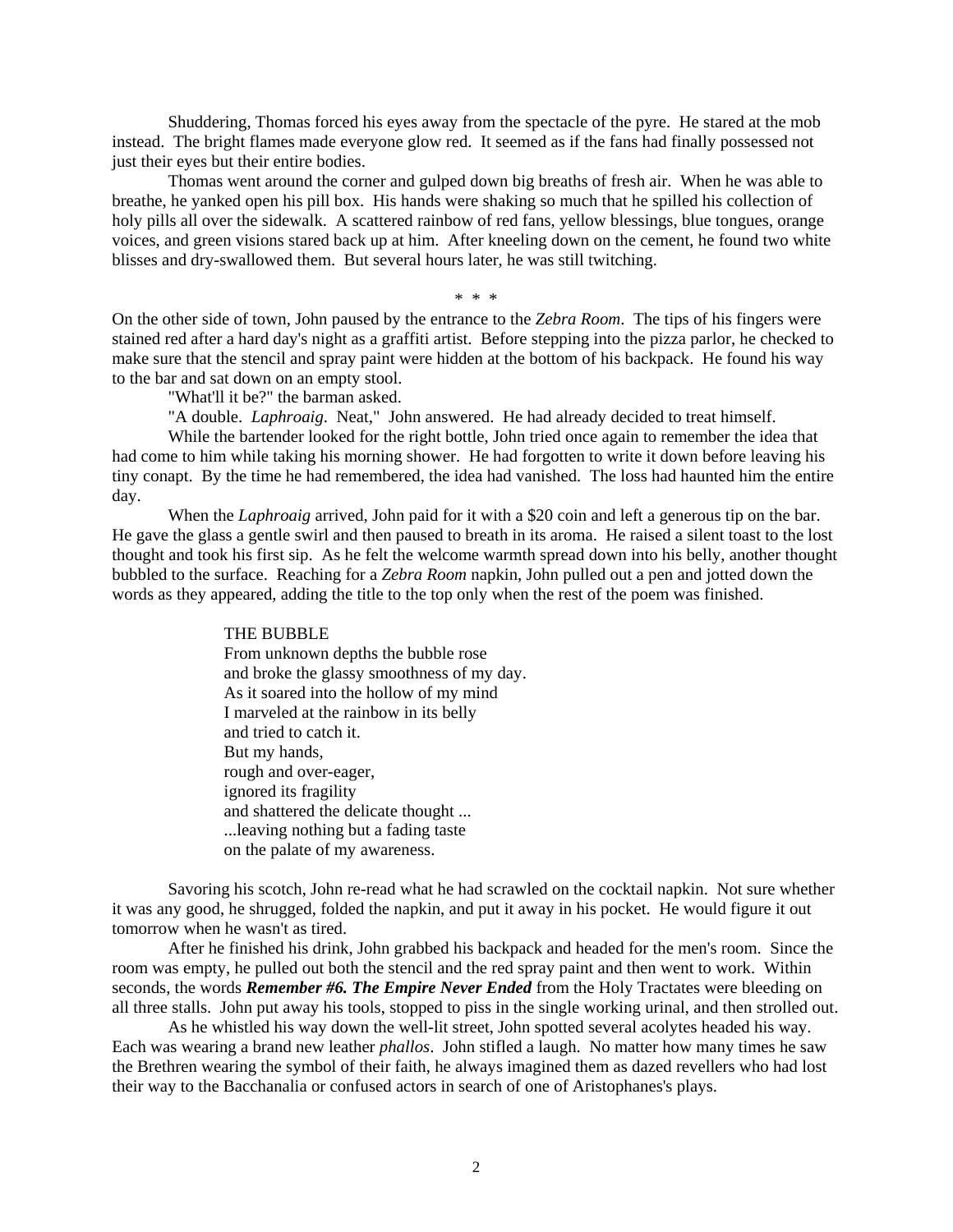Shuddering, Thomas forced his eyes away from the spectacle of the pyre. He stared at the mob instead. The bright flames made everyone glow red. It seemed as if the fans had finally possessed not just their eyes but their entire bodies.

Thomas went around the corner and gulped down big breaths of fresh air. When he was able to breathe, he yanked open his pill box. His hands were shaking so much that he spilled his collection of holy pills all over the sidewalk. A scattered rainbow of red fans, yellow blessings, blue tongues, orange voices, and green visions stared back up at him. After kneeling down on the cement, he found two white blisses and dry-swallowed them. But several hours later, he was still twitching.

\* \* \*

On the other side of town, John paused by the entrance to the *Zebra Room*. The tips of his fingers were stained red after a hard day's night as a graffiti artist. Before stepping into the pizza parlor, he checked to make sure that the stencil and spray paint were hidden at the bottom of his backpack. He found his way to the bar and sat down on an empty stool.

"What'll it be?" the barman asked.

"A double. *Laphroaig*. Neat," John answered. He had already decided to treat himself.

While the bartender looked for the right bottle, John tried once again to remember the idea that had come to him while taking his morning shower. He had forgotten to write it down before leaving his tiny conapt. By the time he had remembered, the idea had vanished. The loss had haunted him the entire day.

When the *Laphroaig* arrived, John paid for it with a $20 coin and left a generous tip on the bar. He gave the glass a gentle swirl and then paused to breath in its aroma. He raised a silent toast to the lost thought and took his first sip. As he felt the welcome warmth spread down into his belly, another thought bubbled to the surface. Reaching for a *Zebra Room* napkin, John pulled out a pen and jotted down the words as they appeared, adding the title to the top only when the rest of the poem was finished.

> THE BUBBLE
> From unknown depths the bubble rose
> and broke the glassy smoothness of my day.
> As it soared into the hollow of my mind
> I marveled at the rainbow in its belly
> and tried to catch it.
> But my hands,
> rough and over-eager,
> ignored its fragility
> and shattered the delicate thought ...
> ...leaving nothing but a fading taste
> on the palate of my awareness.

Savoring his scotch, John re-read what he had scrawled on the cocktail napkin. Not sure whether it was any good, he shrugged, folded the napkin, and put it away in his pocket. He would figure it out tomorrow when he wasn't as tired.

After he finished his drink, John grabbed his backpack and headed for the men's room. Since the room was empty, he pulled out both the stencil and the red spray paint and then went to work. Within seconds, the words ***Remember #6. The Empire Never Ended*** from the Holy Tractates were bleeding on all three stalls. John put away his tools, stopped to piss in the single working urinal, and then strolled out.

As he whistled his way down the well-lit street, John spotted several acolytes headed his way. Each was wearing a brand new leather *phallos*. John stifled a laugh. No matter how many times he saw the Brethren wearing the symbol of their faith, he always imagined them as dazed revellers who had lost their way to the Bacchanalia or confused actors in search of one of Aristophanes's plays.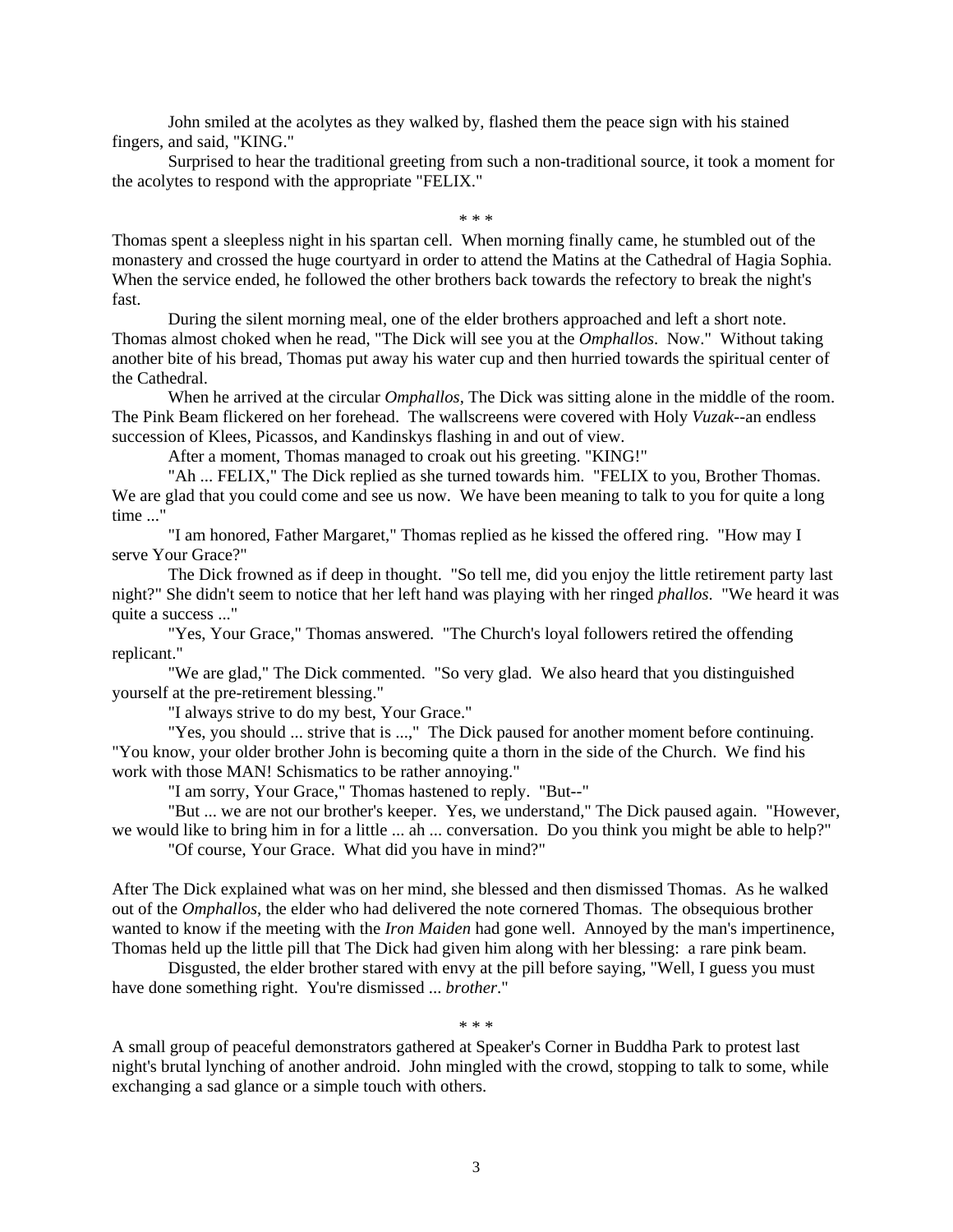John smiled at the acolytes as they walked by, flashed them the peace sign with his stained fingers, and said, "KING."

Surprised to hear the traditional greeting from such a non-traditional source, it took a moment for the acolytes to respond with the appropriate "FELIX."

\* \* \*

Thomas spent a sleepless night in his spartan cell. When morning finally came, he stumbled out of the monastery and crossed the huge courtyard in order to attend the Matins at the Cathedral of Hagia Sophia. When the service ended, he followed the other brothers back towards the refectory to break the night's fast.

During the silent morning meal, one of the elder brothers approached and left a short note. Thomas almost choked when he read, "The Dick will see you at the *Omphallos*. Now." Without taking another bite of his bread, Thomas put away his water cup and then hurried towards the spiritual center of the Cathedral.

When he arrived at the circular *Omphallos*, The Dick was sitting alone in the middle of the room. The Pink Beam flickered on her forehead. The wallscreens were covered with Holy *Vuzak*--an endless succession of Klees, Picassos, and Kandinskys flashing in and out of view.

After a moment, Thomas managed to croak out his greeting. "KING!"

"Ah ... FELIX," The Dick replied as she turned towards him. "FELIX to you, Brother Thomas. We are glad that you could come and see us now. We have been meaning to talk to you for quite a long time ..."

"I am honored, Father Margaret," Thomas replied as he kissed the offered ring. "How may I serve Your Grace?"

The Dick frowned as if deep in thought. "So tell me, did you enjoy the little retirement party last night?" She didn't seem to notice that her left hand was playing with her ringed *phallos*. "We heard it was quite a success ..."

"Yes, Your Grace," Thomas answered. "The Church's loyal followers retired the offending replicant."

"We are glad," The Dick commented. "So very glad. We also heard that you distinguished yourself at the pre-retirement blessing."

"I always strive to do my best, Your Grace."

"Yes, you should ... strive that is ...," The Dick paused for another moment before continuing. "You know, your older brother John is becoming quite a thorn in the side of the Church. We find his work with those MAN! Schismatics to be rather annoying."

"I am sorry, Your Grace," Thomas hastened to reply. "But--"

"But ... we are not our brother's keeper. Yes, we understand," The Dick paused again. "However, we would like to bring him in for a little ... ah ... conversation. Do you think you might be able to help?"

"Of course, Your Grace. What did you have in mind?"

After The Dick explained what was on her mind, she blessed and then dismissed Thomas. As he walked out of the *Omphallos*, the elder who had delivered the note cornered Thomas. The obsequious brother wanted to know if the meeting with the *Iron Maiden* had gone well. Annoyed by the man's impertinence, Thomas held up the little pill that The Dick had given him along with her blessing: a rare pink beam.

Disgusted, the elder brother stared with envy at the pill before saying, "Well, I guess you must have done something right. You're dismissed ... *brother*."

\* \* \*

A small group of peaceful demonstrators gathered at Speaker's Corner in Buddha Park to protest last night's brutal lynching of another android. John mingled with the crowd, stopping to talk to some, while exchanging a sad glance or a simple touch with others.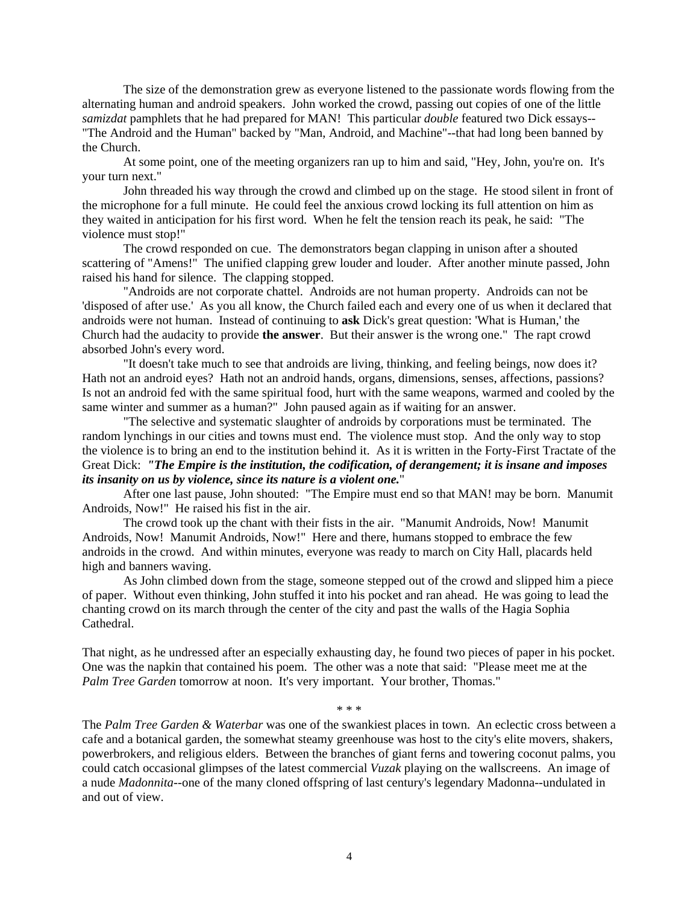The size of the demonstration grew as everyone listened to the passionate words flowing from the alternating human and android speakers. John worked the crowd, passing out copies of one of the little *samizdat* pamphlets that he had prepared for MAN! This particular *double* featured two Dick essays--"The Android and the Human" backed by "Man, Android, and Machine"--that had long been banned by the Church.

At some point, one of the meeting organizers ran up to him and said, "Hey, John, you're on. It's your turn next."

John threaded his way through the crowd and climbed up on the stage. He stood silent in front of the microphone for a full minute. He could feel the anxious crowd locking its full attention on him as they waited in anticipation for his first word. When he felt the tension reach its peak, he said: "The violence must stop!"

The crowd responded on cue. The demonstrators began clapping in unison after a shouted scattering of "Amens!" The unified clapping grew louder and louder. After another minute passed, John raised his hand for silence. The clapping stopped.

"Androids are not corporate chattel. Androids are not human property. Androids can not be 'disposed of after use.' As you all know, the Church failed each and every one of us when it declared that androids were not human. Instead of continuing to **ask** Dick's great question: 'What is Human,' the Church had the audacity to provide **the answer**. But their answer is the wrong one." The rapt crowd absorbed John's every word.

"It doesn't take much to see that androids are living, thinking, and feeling beings, now does it? Hath not an android eyes? Hath not an android hands, organs, dimensions, senses, affections, passions? Is not an android fed with the same spiritual food, hurt with the same weapons, warmed and cooled by the same winter and summer as a human?" John paused again as if waiting for an answer.

"The selective and systematic slaughter of androids by corporations must be terminated. The random lynchings in our cities and towns must end. The violence must stop. And the only way to stop the violence is to bring an end to the institution behind it. As it is written in the Forty-First Tractate of the Great Dick: ***"The Empire is the institution, the codification, of derangement; it is insane and imposes its insanity on us by violence, since its nature is a violent one.***"

After one last pause, John shouted: "The Empire must end so that MAN! may be born. Manumit Androids, Now!" He raised his fist in the air.

The crowd took up the chant with their fists in the air. "Manumit Androids, Now! Manumit Androids, Now! Manumit Androids, Now!" Here and there, humans stopped to embrace the few androids in the crowd. And within minutes, everyone was ready to march on City Hall, placards held high and banners waving.

As John climbed down from the stage, someone stepped out of the crowd and slipped him a piece of paper. Without even thinking, John stuffed it into his pocket and ran ahead. He was going to lead the chanting crowd on its march through the center of the city and past the walls of the Hagia Sophia Cathedral.

That night, as he undressed after an especially exhausting day, he found two pieces of paper in his pocket. One was the napkin that contained his poem. The other was a note that said: "Please meet me at the *Palm Tree Garden* tomorrow at noon. It's very important. Your brother, Thomas."

\* \* \*

The *Palm Tree Garden & Waterbar* was one of the swankiest places in town. An eclectic cross between a cafe and a botanical garden, the somewhat steamy greenhouse was host to the city's elite movers, shakers, powerbrokers, and religious elders. Between the branches of giant ferns and towering coconut palms, you could catch occasional glimpses of the latest commercial *Vuzak* playing on the wallscreens. An image of a nude *Madonnita*--one of the many cloned offspring of last century's legendary Madonna--undulated in and out of view.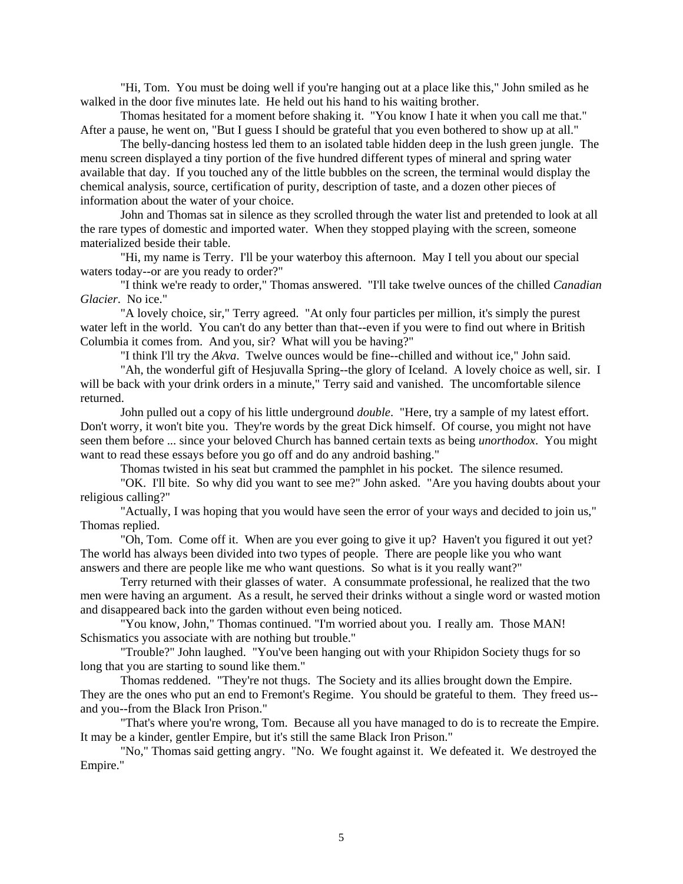"Hi, Tom. You must be doing well if you're hanging out at a place like this," John smiled as he walked in the door five minutes late. He held out his hand to his waiting brother.

Thomas hesitated for a moment before shaking it. "You know I hate it when you call me that." After a pause, he went on, "But I guess I should be grateful that you even bothered to show up at all."

The belly-dancing hostess led them to an isolated table hidden deep in the lush green jungle. The menu screen displayed a tiny portion of the five hundred different types of mineral and spring water available that day. If you touched any of the little bubbles on the screen, the terminal would display the chemical analysis, source, certification of purity, description of taste, and a dozen other pieces of information about the water of your choice.

John and Thomas sat in silence as they scrolled through the water list and pretended to look at all the rare types of domestic and imported water. When they stopped playing with the screen, someone materialized beside their table.

"Hi, my name is Terry. I'll be your waterboy this afternoon. May I tell you about our special waters today--or are you ready to order?"

"I think we're ready to order," Thomas answered. "I'll take twelve ounces of the chilled *Canadian Glacier*. No ice."

"A lovely choice, sir," Terry agreed. "At only four particles per million, it's simply the purest water left in the world. You can't do any better than that--even if you were to find out where in British Columbia it comes from. And you, sir? What will you be having?"

"I think I'll try the *Akva*. Twelve ounces would be fine--chilled and without ice," John said.

"Ah, the wonderful gift of Hesjuvalla Spring--the glory of Iceland. A lovely choice as well, sir. I will be back with your drink orders in a minute," Terry said and vanished. The uncomfortable silence returned.

John pulled out a copy of his little underground *double*. "Here, try a sample of my latest effort. Don't worry, it won't bite you. They're words by the great Dick himself. Of course, you might not have seen them before ... since your beloved Church has banned certain texts as being *unorthodox*. You might want to read these essays before you go off and do any android bashing."

Thomas twisted in his seat but crammed the pamphlet in his pocket. The silence resumed.

"OK. I'll bite. So why did you want to see me?" John asked. "Are you having doubts about your religious calling?"

"Actually, I was hoping that you would have seen the error of your ways and decided to join us," Thomas replied.

"Oh, Tom. Come off it. When are you ever going to give it up? Haven't you figured it out yet? The world has always been divided into two types of people. There are people like you who want answers and there are people like me who want questions. So what is it you really want?"

Terry returned with their glasses of water. A consummate professional, he realized that the two men were having an argument. As a result, he served their drinks without a single word or wasted motion and disappeared back into the garden without even being noticed.

"You know, John," Thomas continued. "I'm worried about you. I really am. Those MAN! Schismatics you associate with are nothing but trouble."

"Trouble?" John laughed. "You've been hanging out with your Rhipidon Society thugs for so long that you are starting to sound like them."

Thomas reddened. "They're not thugs. The Society and its allies brought down the Empire. They are the ones who put an end to Fremont's Regime. You should be grateful to them. They freed us--and you--from the Black Iron Prison."

"That's where you're wrong, Tom. Because all you have managed to do is to recreate the Empire. It may be a kinder, gentler Empire, but it's still the same Black Iron Prison."

"No," Thomas said getting angry. "No. We fought against it. We defeated it. We destroyed the Empire."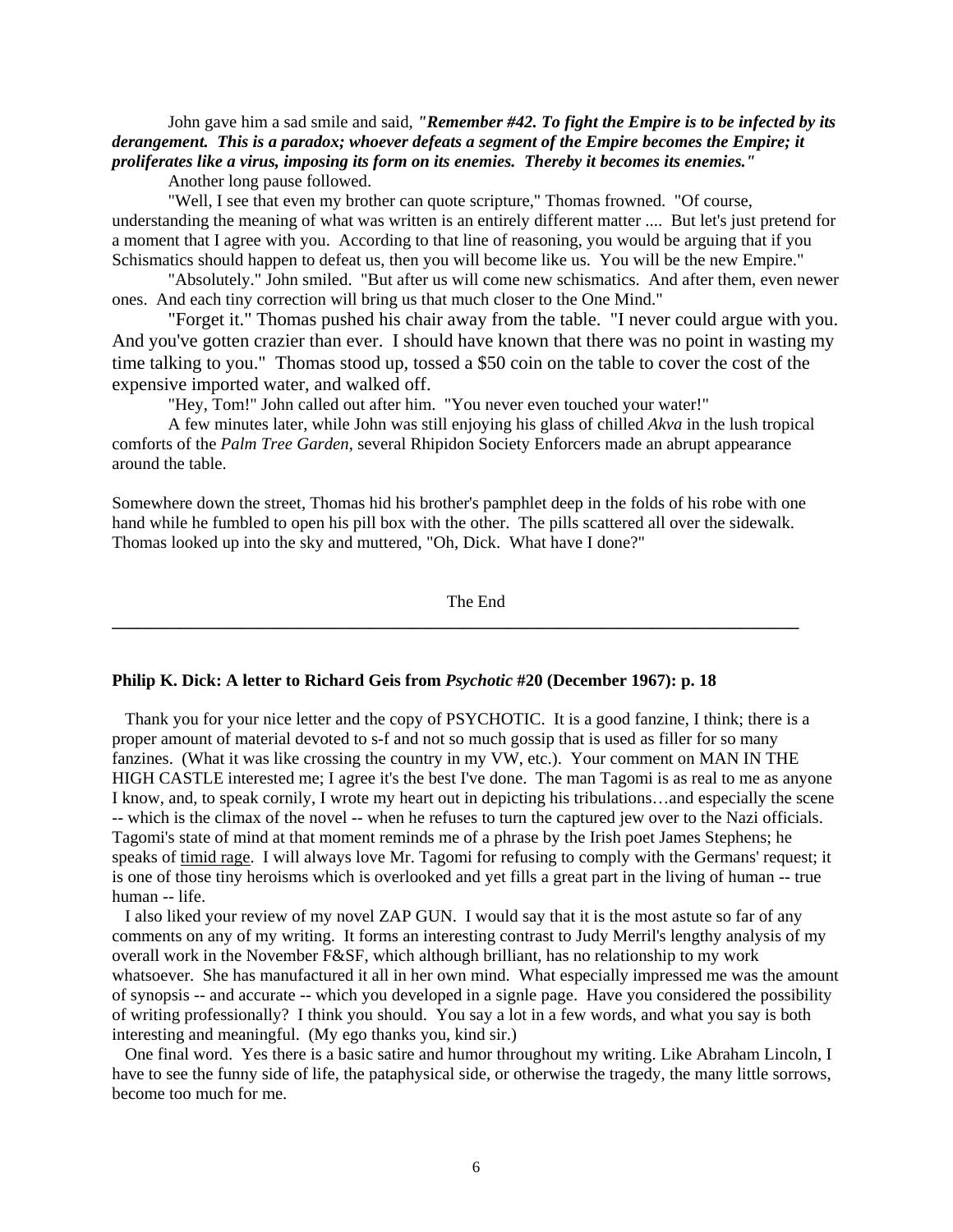John gave him a sad smile and said, ***"Remember #42. To fight the Empire is to be infected by its derangement. This is a paradox; whoever defeats a segment of the Empire becomes the Empire; it proliferates like a virus, imposing its form on its enemies. Thereby it becomes its enemies."***

Another long pause followed.

"Well, I see that even my brother can quote scripture," Thomas frowned. "Of course, understanding the meaning of what was written is an entirely different matter .... But let's just pretend for a moment that I agree with you. According to that line of reasoning, you would be arguing that if you Schismatics should happen to defeat us, then you will become like us. You will be the new Empire."

"Absolutely." John smiled. "But after us will come new schismatics. And after them, even newer ones. And each tiny correction will bring us that much closer to the One Mind."

"Forget it." Thomas pushed his chair away from the table. "I never could argue with you. And you've gotten crazier than ever. I should have known that there was no point in wasting my time talking to you." Thomas stood up, tossed a $50 coin on the table to cover the cost of the expensive imported water, and walked off.

"Hey, Tom!" John called out after him. "You never even touched your water!"

A few minutes later, while John was still enjoying his glass of chilled *Akva* in the lush tropical comforts of the *Palm Tree Garden*, several Rhipidon Society Enforcers made an abrupt appearance around the table.

Somewhere down the street, Thomas hid his brother's pamphlet deep in the folds of his robe with one hand while he fumbled to open his pill box with the other. The pills scattered all over the sidewalk. Thomas looked up into the sky and muttered, "Oh, Dick. What have I done?"

The End

---

**Philip K. Dick: A letter to Richard Geis from *Psychotic* #20 (December 1967): p. 18**

Thank you for your nice letter and the copy of PSYCHOTIC. It is a good fanzine, I think; there is a proper amount of material devoted to s-f and not so much gossip that is used as filler for so many fanzines. (What it was like crossing the country in my VW, etc.). Your comment on MAN IN THE HIGH CASTLE interested me; I agree it's the best I've done. The man Tagomi is as real to me as anyone I know, and, to speak cornily, I wrote my heart out in depicting his tribulations…and especially the scene -- which is the climax of the novel -- when he refuses to turn the captured jew over to the Nazi officials. Tagomi's state of mind at that moment reminds me of a phrase by the Irish poet James Stephens; he speaks of <u>timid rage</u>. I will always love Mr. Tagomi for refusing to comply with the Germans' request; it is one of those tiny heroisms which is overlooked and yet fills a great part in the living of human -- true human -- life.

I also liked your review of my novel ZAP GUN. I would say that it is the most astute so far of any comments on any of my writing. It forms an interesting contrast to Judy Merril's lengthy analysis of my overall work in the November F&SF, which although brilliant, has no relationship to my work whatsoever. She has manufactured it all in her own mind. What especially impressed me was the amount of synopsis -- and accurate -- which you developed in a signle page. Have you considered the possibility of writing professionally? I think you should. You say a lot in a few words, and what you say is both interesting and meaningful. (My ego thanks you, kind sir.)

One final word. Yes there is a basic satire and humor throughout my writing. Like Abraham Lincoln, I have to see the funny side of life, the pataphysical side, or otherwise the tragedy, the many little sorrows, become too much for me.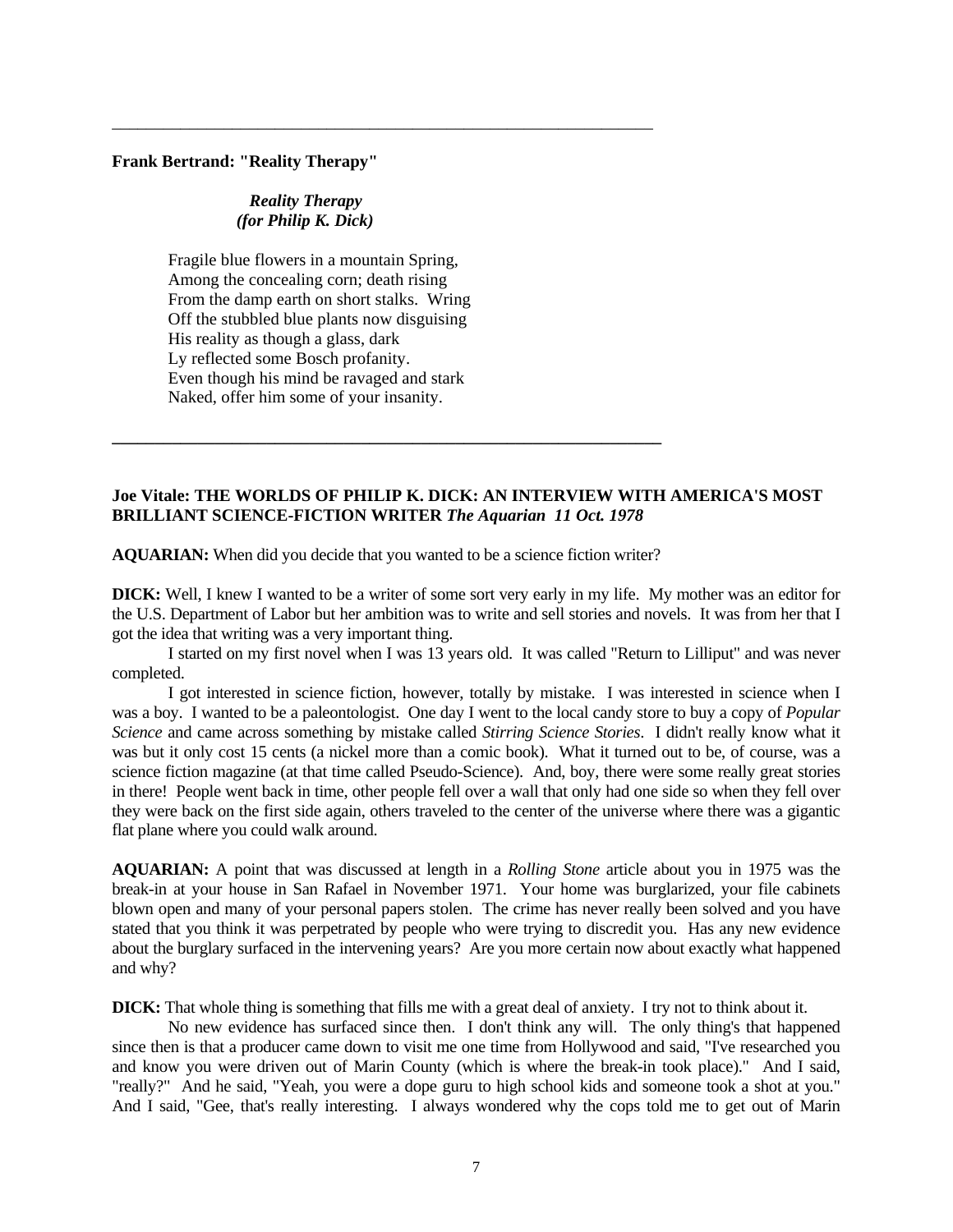---

**Frank Bertrand: "Reality Therapy"**

***Reality Therapy***
***(for Philip K. Dick)***

Fragile blue flowers in a mountain Spring,
Among the concealing corn; death rising
From the damp earth on short stalks. Wring
Off the stubbled blue plants now disguising
His reality as though a glass, dark
Ly reflected some Bosch profanity.
Even though his mind be ravaged and stark
Naked, offer him some of your insanity.

---

**Joe Vitale: THE WORLDS OF PHILIP K. DICK: AN INTERVIEW WITH AMERICA'S MOST BRILLIANT SCIENCE-FICTION WRITER *The Aquarian 11 Oct. 1978***

**AQUARIAN:** When did you decide that you wanted to be a science fiction writer?

**DICK:** Well, I knew I wanted to be a writer of some sort very early in my life. My mother was an editor for the U.S. Department of Labor but her ambition was to write and sell stories and novels. It was from her that I got the idea that writing was a very important thing.

I started on my first novel when I was 13 years old. It was called "Return to Lilliput" and was never completed.

I got interested in science fiction, however, totally by mistake. I was interested in science when I was a boy. I wanted to be a paleontologist. One day I went to the local candy store to buy a copy of *Popular Science* and came across something by mistake called *Stirring Science Stories*. I didn't really know what it was but it only cost 15 cents (a nickel more than a comic book). What it turned out to be, of course, was a science fiction magazine (at that time called Pseudo-Science). And, boy, there were some really great stories in there! People went back in time, other people fell over a wall that only had one side so when they fell over they were back on the first side again, others traveled to the center of the universe where there was a gigantic flat plane where you could walk around.

**AQUARIAN:** A point that was discussed at length in a *Rolling Stone* article about you in 1975 was the break-in at your house in San Rafael in November 1971. Your home was burglarized, your file cabinets blown open and many of your personal papers stolen. The crime has never really been solved and you have stated that you think it was perpetrated by people who were trying to discredit you. Has any new evidence about the burglary surfaced in the intervening years? Are you more certain now about exactly what happened and why?

**DICK:** That whole thing is something that fills me with a great deal of anxiety. I try not to think about it.

No new evidence has surfaced since then. I don't think any will. The only thing's that happened since then is that a producer came down to visit me one time from Hollywood and said, "I've researched you and know you were driven out of Marin County (which is where the break-in took place)." And I said, "really?" And he said, "Yeah, you were a dope guru to high school kids and someone took a shot at you." And I said, "Gee, that's really interesting. I always wondered why the cops told me to get out of Marin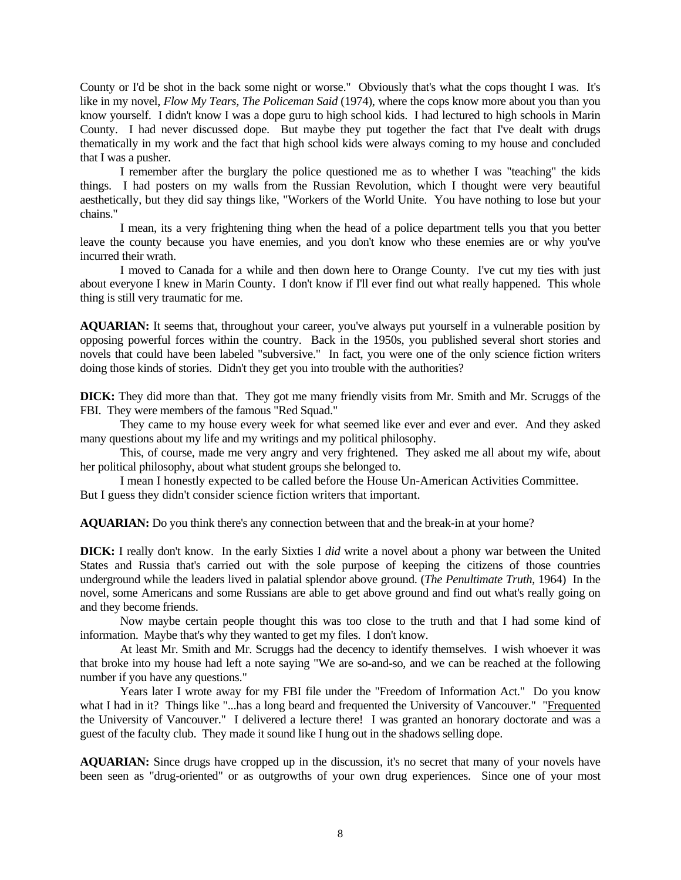County or I'd be shot in the back some night or worse." Obviously that's what the cops thought I was. It's like in my novel, *Flow My Tears, The Policeman Said* (1974), where the cops know more about you than you know yourself. I didn't know I was a dope guru to high school kids. I had lectured to high schools in Marin County. I had never discussed dope. But maybe they put together the fact that I've dealt with drugs thematically in my work and the fact that high school kids were always coming to my house and concluded that I was a pusher.

I remember after the burglary the police questioned me as to whether I was "teaching" the kids things. I had posters on my walls from the Russian Revolution, which I thought were very beautiful aesthetically, but they did say things like, "Workers of the World Unite. You have nothing to lose but your chains."

I mean, its a very frightening thing when the head of a police department tells you that you better leave the county because you have enemies, and you don't know who these enemies are or why you've incurred their wrath.

I moved to Canada for a while and then down here to Orange County. I've cut my ties with just about everyone I knew in Marin County. I don't know if I'll ever find out what really happened. This whole thing is still very traumatic for me.

**AQUARIAN:** It seems that, throughout your career, you've always put yourself in a vulnerable position by opposing powerful forces within the country. Back in the 1950s, you published several short stories and novels that could have been labeled "subversive." In fact, you were one of the only science fiction writers doing those kinds of stories. Didn't they get you into trouble with the authorities?

**DICK:** They did more than that. They got me many friendly visits from Mr. Smith and Mr. Scruggs of the FBI. They were members of the famous "Red Squad."

They came to my house every week for what seemed like ever and ever and ever. And they asked many questions about my life and my writings and my political philosophy.

This, of course, made me very angry and very frightened. They asked me all about my wife, about her political philosophy, about what student groups she belonged to.

I mean I honestly expected to be called before the House Un-American Activities Committee. But I guess they didn't consider science fiction writers that important.

**AQUARIAN:** Do you think there's any connection between that and the break-in at your home?

**DICK:** I really don't know. In the early Sixties I *did* write a novel about a phony war between the United States and Russia that's carried out with the sole purpose of keeping the citizens of those countries underground while the leaders lived in palatial splendor above ground. (*The Penultimate Truth*, 1964) In the novel, some Americans and some Russians are able to get above ground and find out what's really going on and they become friends.

Now maybe certain people thought this was too close to the truth and that I had some kind of information. Maybe that's why they wanted to get my files. I don't know.

At least Mr. Smith and Mr. Scruggs had the decency to identify themselves. I wish whoever it was that broke into my house had left a note saying "We are so-and-so, and we can be reached at the following number if you have any questions."

Years later I wrote away for my FBI file under the "Freedom of Information Act." Do you know what I had in it? Things like "...has a long beard and frequented the University of Vancouver." "<u>Frequented</u> the University of Vancouver." I delivered a lecture there! I was granted an honorary doctorate and was a guest of the faculty club. They made it sound like I hung out in the shadows selling dope.

**AQUARIAN:** Since drugs have cropped up in the discussion, it's no secret that many of your novels have been seen as "drug-oriented" or as outgrowths of your own drug experiences. Since one of your most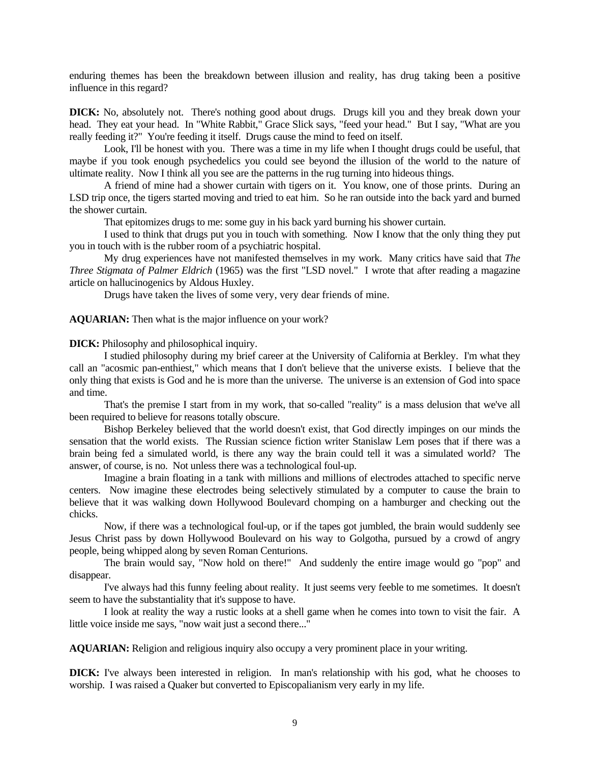enduring themes has been the breakdown between illusion and reality, has drug taking been a positive influence in this regard?

**DICK:** No, absolutely not. There's nothing good about drugs. Drugs kill you and they break down your head. They eat your head. In "White Rabbit," Grace Slick says, "feed your head." But I say, "What are you really feeding it?" You're feeding it itself. Drugs cause the mind to feed on itself.

Look, I'll be honest with you. There was a time in my life when I thought drugs could be useful, that maybe if you took enough psychedelics you could see beyond the illusion of the world to the nature of ultimate reality. Now I think all you see are the patterns in the rug turning into hideous things.

A friend of mine had a shower curtain with tigers on it. You know, one of those prints. During an LSD trip once, the tigers started moving and tried to eat him. So he ran outside into the back yard and burned the shower curtain.

That epitomizes drugs to me: some guy in his back yard burning his shower curtain.

I used to think that drugs put you in touch with something. Now I know that the only thing they put you in touch with is the rubber room of a psychiatric hospital.

My drug experiences have not manifested themselves in my work. Many critics have said that *The Three Stigmata of Palmer Eldrich* (1965) was the first "LSD novel." I wrote that after reading a magazine article on hallucinogenics by Aldous Huxley.

Drugs have taken the lives of some very, very dear friends of mine.

**AQUARIAN:** Then what is the major influence on your work?

**DICK:** Philosophy and philosophical inquiry.

I studied philosophy during my brief career at the University of California at Berkley. I'm what they call an "acosmic pan-enthiest," which means that I don't believe that the universe exists. I believe that the only thing that exists is God and he is more than the universe. The universe is an extension of God into space and time.

That's the premise I start from in my work, that so-called "reality" is a mass delusion that we've all been required to believe for reasons totally obscure.

Bishop Berkeley believed that the world doesn't exist, that God directly impinges on our minds the sensation that the world exists. The Russian science fiction writer Stanislaw Lem poses that if there was a brain being fed a simulated world, is there any way the brain could tell it was a simulated world? The answer, of course, is no. Not unless there was a technological foul-up.

Imagine a brain floating in a tank with millions and millions of electrodes attached to specific nerve centers. Now imagine these electrodes being selectively stimulated by a computer to cause the brain to believe that it was walking down Hollywood Boulevard chomping on a hamburger and checking out the chicks.

Now, if there was a technological foul-up, or if the tapes got jumbled, the brain would suddenly see Jesus Christ pass by down Hollywood Boulevard on his way to Golgotha, pursued by a crowd of angry people, being whipped along by seven Roman Centurions.

The brain would say, "Now hold on there!" And suddenly the entire image would go "pop" and disappear.

I've always had this funny feeling about reality. It just seems very feeble to me sometimes. It doesn't seem to have the substantiality that it's suppose to have.

I look at reality the way a rustic looks at a shell game when he comes into town to visit the fair. A little voice inside me says, "now wait just a second there..."

**AQUARIAN:** Religion and religious inquiry also occupy a very prominent place in your writing.

**DICK:** I've always been interested in religion. In man's relationship with his god, what he chooses to worship. I was raised a Quaker but converted to Episcopalianism very early in my life.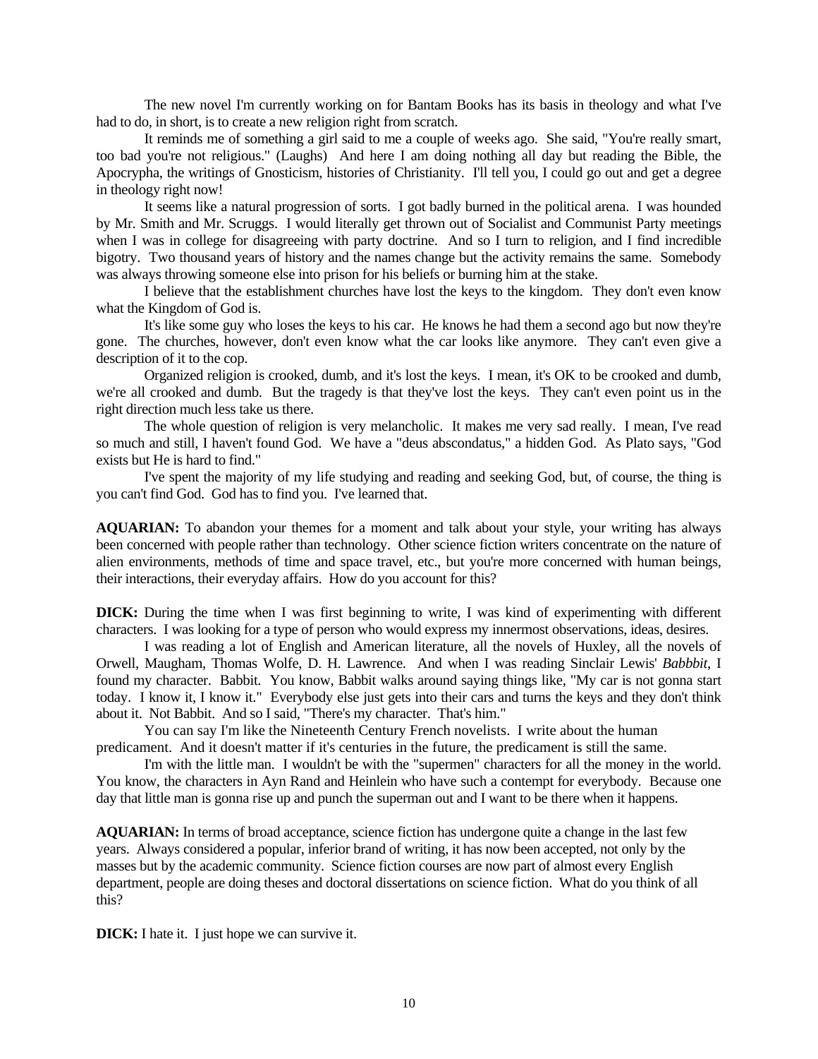The new novel I'm currently working on for Bantam Books has its basis in theology and what I've had to do, in short, is to create a new religion right from scratch.

It reminds me of something a girl said to me a couple of weeks ago. She said, "You're really smart, too bad you're not religious." (Laughs) And here I am doing nothing all day but reading the Bible, the Apocrypha, the writings of Gnosticism, histories of Christianity. I'll tell you, I could go out and get a degree in theology right now!

It seems like a natural progression of sorts. I got badly burned in the political arena. I was hounded by Mr. Smith and Mr. Scruggs. I would literally get thrown out of Socialist and Communist Party meetings when I was in college for disagreeing with party doctrine. And so I turn to religion, and I find incredible bigotry. Two thousand years of history and the names change but the activity remains the same. Somebody was always throwing someone else into prison for his beliefs or burning him at the stake.

I believe that the establishment churches have lost the keys to the kingdom. They don't even know what the Kingdom of God is.

It's like some guy who loses the keys to his car. He knows he had them a second ago but now they're gone. The churches, however, don't even know what the car looks like anymore. They can't even give a description of it to the cop.

Organized religion is crooked, dumb, and it's lost the keys. I mean, it's OK to be crooked and dumb, we're all crooked and dumb. But the tragedy is that they've lost the keys. They can't even point us in the right direction much less take us there.

The whole question of religion is very melancholic. It makes me very sad really. I mean, I've read so much and still, I haven't found God. We have a "deus abscondatus," a hidden God. As Plato says, "God exists but He is hard to find."

I've spent the majority of my life studying and reading and seeking God, but, of course, the thing is you can't find God. God has to find you. I've learned that.

**AQUARIAN:** To abandon your themes for a moment and talk about your style, your writing has always been concerned with people rather than technology. Other science fiction writers concentrate on the nature of alien environments, methods of time and space travel, etc., but you're more concerned with human beings, their interactions, their everyday affairs. How do you account for this?

**DICK:** During the time when I was first beginning to write, I was kind of experimenting with different characters. I was looking for a type of person who would express my innermost observations, ideas, desires.

I was reading a lot of English and American literature, all the novels of Huxley, all the novels of Orwell, Maugham, Thomas Wolfe, D. H. Lawrence. And when I was reading Sinclair Lewis' *Babbbit*, I found my character. Babbit. You know, Babbit walks around saying things like, "My car is not gonna start today. I know it, I know it." Everybody else just gets into their cars and turns the keys and they don't think about it. Not Babbit. And so I said, "There's my character. That's him."

You can say I'm like the Nineteenth Century French novelists. I write about the human predicament. And it doesn't matter if it's centuries in the future, the predicament is still the same.

I'm with the little man. I wouldn't be with the "supermen" characters for all the money in the world. You know, the characters in Ayn Rand and Heinlein who have such a contempt for everybody. Because one day that little man is gonna rise up and punch the superman out and I want to be there when it happens.

**AQUARIAN:** In terms of broad acceptance, science fiction has undergone quite a change in the last few years. Always considered a popular, inferior brand of writing, it has now been accepted, not only by the masses but by the academic community. Science fiction courses are now part of almost every English department, people are doing theses and doctoral dissertations on science fiction. What do you think of all this?

**DICK:** I hate it. I just hope we can survive it.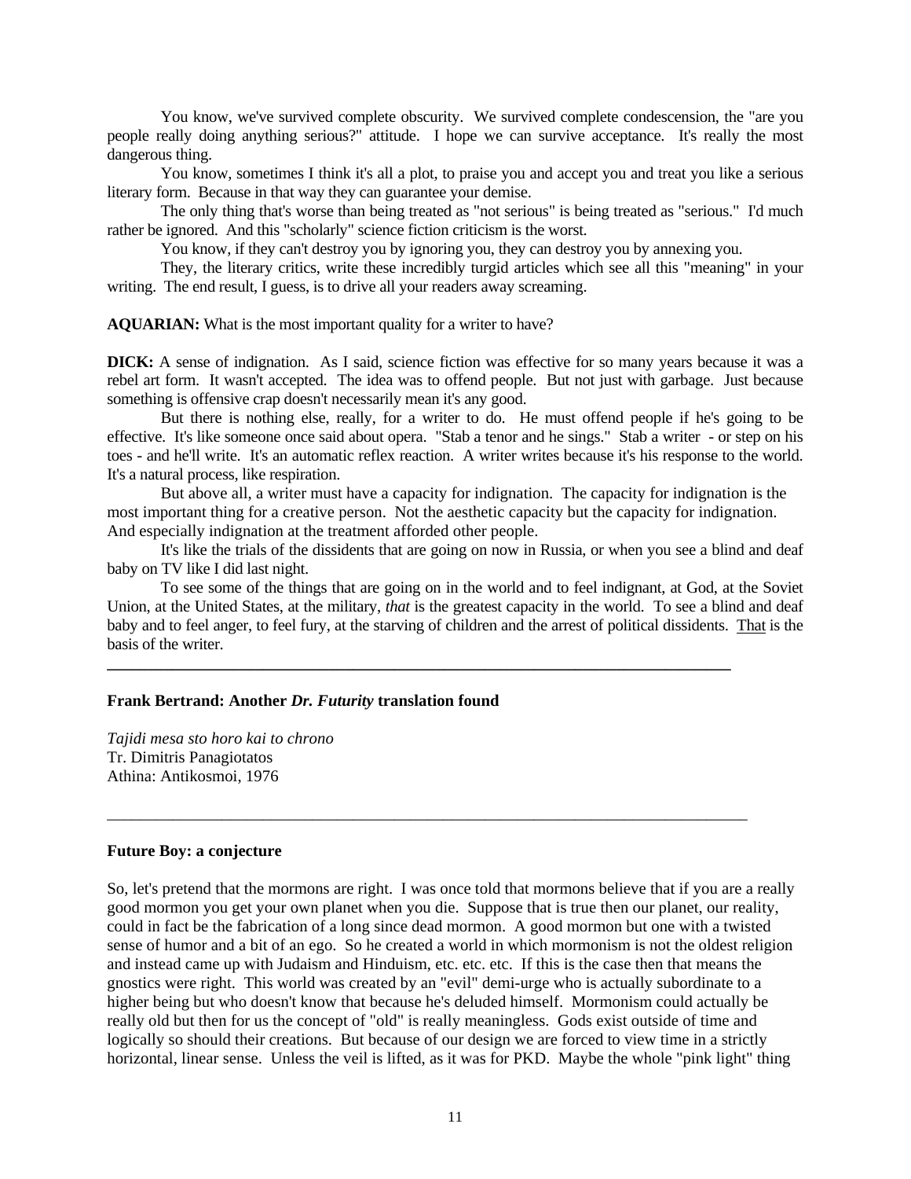You know, we've survived complete obscurity. We survived complete condescension, the "are you people really doing anything serious?" attitude. I hope we can survive acceptance. It's really the most dangerous thing.

You know, sometimes I think it's all a plot, to praise you and accept you and treat you like a serious literary form. Because in that way they can guarantee your demise.

The only thing that's worse than being treated as "not serious" is being treated as "serious." I'd much rather be ignored. And this "scholarly" science fiction criticism is the worst.

You know, if they can't destroy you by ignoring you, they can destroy you by annexing you.

They, the literary critics, write these incredibly turgid articles which see all this "meaning" in your writing. The end result, I guess, is to drive all your readers away screaming.

**AQUARIAN:** What is the most important quality for a writer to have?

**DICK:** A sense of indignation. As I said, science fiction was effective for so many years because it was a rebel art form. It wasn't accepted. The idea was to offend people. But not just with garbage. Just because something is offensive crap doesn't necessarily mean it's any good.

But there is nothing else, really, for a writer to do. He must offend people if he's going to be effective. It's like someone once said about opera. "Stab a tenor and he sings." Stab a writer - or step on his toes - and he'll write. It's an automatic reflex reaction. A writer writes because it's his response to the world. It's a natural process, like respiration.

But above all, a writer must have a capacity for indignation. The capacity for indignation is the most important thing for a creative person. Not the aesthetic capacity but the capacity for indignation. And especially indignation at the treatment afforded other people.

It's like the trials of the dissidents that are going on now in Russia, or when you see a blind and deaf baby on TV like I did last night.

To see some of the things that are going on in the world and to feel indignant, at God, at the Soviet Union, at the United States, at the military, *that* is the greatest capacity in the world. To see a blind and deaf baby and to feel anger, to feel fury, at the starving of children and the arrest of political dissidents. That is the basis of the writer.

---

**Frank Bertrand: Another *Dr. Futurity* translation found**

*Tajidi mesa sto horo kai to chrono*
Tr. Dimitris Panagiotatos
Athina: Antikosmoi, 1976

---

**Future Boy: a conjecture**

So, let's pretend that the mormons are right. I was once told that mormons believe that if you are a really good mormon you get your own planet when you die. Suppose that is true then our planet, our reality, could in fact be the fabrication of a long since dead mormon. A good mormon but one with a twisted sense of humor and a bit of an ego. So he created a world in which mormonism is not the oldest religion and instead came up with Judaism and Hinduism, etc. etc. etc. If this is the case then that means the gnostics were right. This world was created by an "evil" demi-urge who is actually subordinate to a higher being but who doesn't know that because he's deluded himself. Mormonism could actually be really old but then for us the concept of "old" is really meaningless. Gods exist outside of time and logically so should their creations. But because of our design we are forced to view time in a strictly horizontal, linear sense. Unless the veil is lifted, as it was for PKD. Maybe the whole "pink light" thing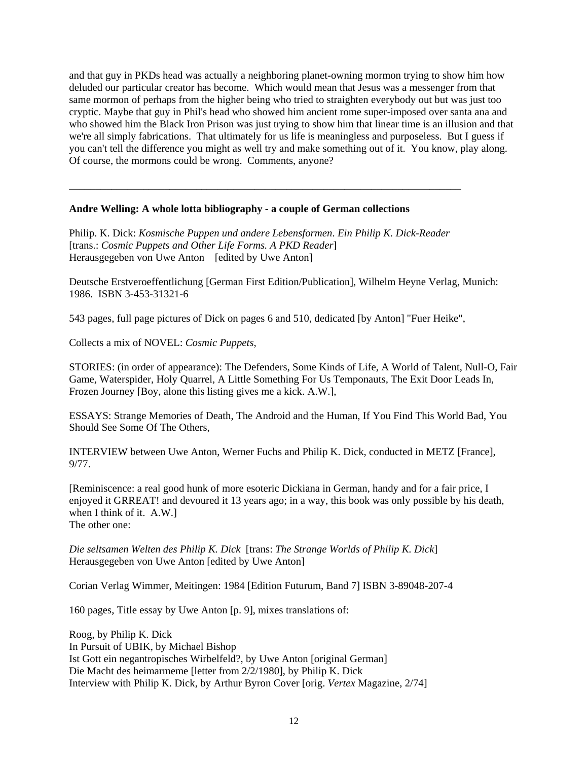and that guy in PKDs head was actually a neighboring planet-owning mormon trying to show him how deluded our particular creator has become. Which would mean that Jesus was a messenger from that same mormon of perhaps from the higher being who tried to straighten everybody out but was just too cryptic. Maybe that guy in Phil's head who showed him ancient rome super-imposed over santa ana and who showed him the Black Iron Prison was just trying to show him that linear time is an illusion and that we're all simply fabrications. That ultimately for us life is meaningless and purposeless. But I guess if you can't tell the difference you might as well try and make something out of it. You know, play along. Of course, the mormons could be wrong. Comments, anyone?

---

**Andre Welling: A whole lotta bibliography - a couple of German collections**

Philip. K. Dick: *Kosmische Puppen und andere Lebensformen. Ein Philip K. Dick-Reader* [trans.: *Cosmic Puppets and Other Life Forms. A PKD Reader*]
Herausgegeben von Uwe Anton [edited by Uwe Anton]

Deutsche Erstveroeffentlichung [German First Edition/Publication], Wilhelm Heyne Verlag, Munich: 1986. ISBN 3-453-31321-6

543 pages, full page pictures of Dick on pages 6 and 510, dedicated [by Anton] "Fuer Heike",

Collects a mix of NOVEL: *Cosmic Puppets*,

STORIES: (in order of appearance): The Defenders, Some Kinds of Life, A World of Talent, Null-O, Fair Game, Waterspider, Holy Quarrel, A Little Something For Us Temponauts, The Exit Door Leads In, Frozen Journey [Boy, alone this listing gives me a kick. A.W.],

ESSAYS: Strange Memories of Death, The Android and the Human, If You Find This World Bad, You Should See Some Of The Others,

INTERVIEW between Uwe Anton, Werner Fuchs and Philip K. Dick, conducted in METZ [France], 9/77.

[Reminiscence: a real good hunk of more esoteric Dickiana in German, handy and for a fair price, I enjoyed it GRREAT! and devoured it 13 years ago; in a way, this book was only possible by his death, when I think of it. A.W.]
The other one:

*Die seltsamen Welten des Philip K. Dick* [trans: *The Strange Worlds of Philip K. Dick*]
Herausgegeben von Uwe Anton [edited by Uwe Anton]

Corian Verlag Wimmer, Meitingen: 1984 [Edition Futurum, Band 7] ISBN 3-89048-207-4

160 pages, Title essay by Uwe Anton [p. 9], mixes translations of:

Roog, by Philip K. Dick
In Pursuit of UBIK, by Michael Bishop
Ist Gott ein negantropisches Wirbelfeld?, by Uwe Anton [original German]
Die Macht des heimarmeme [letter from 2/2/1980], by Philip K. Dick
Interview with Philip K. Dick, by Arthur Byron Cover [orig. *Vertex* Magazine, 2/74]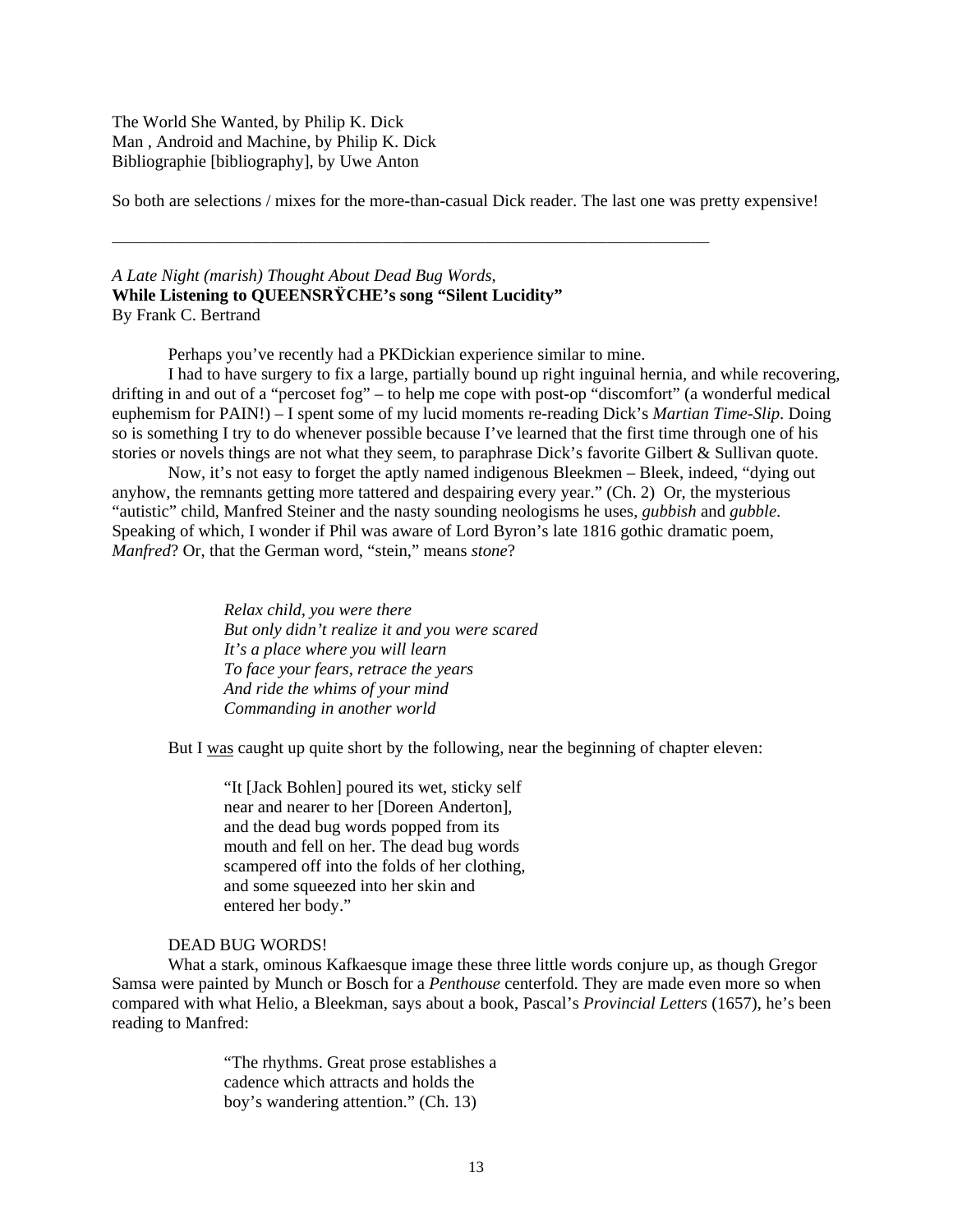The World She Wanted, by Philip K. Dick
Man , Android and Machine, by Philip K. Dick
Bibliographie [bibliography], by Uwe Anton

So both are selections / mixes for the more-than-casual Dick reader. The last one was pretty expensive!

---

*A Late Night (marish) Thought About Dead Bug Words,*
**While Listening to QUEENSRŸCHE's song "Silent Lucidity"**
By Frank C. Bertrand

Perhaps you've recently had a PKDickian experience similar to mine.

I had to have surgery to fix a large, partially bound up right inguinal hernia, and while recovering, drifting in and out of a "percoset fog" – to help me cope with post-op "discomfort" (a wonderful medical euphemism for PAIN!) – I spent some of my lucid moments re-reading Dick's *Martian Time-Slip*. Doing so is something I try to do whenever possible because I've learned that the first time through one of his stories or novels things are not what they seem, to paraphrase Dick's favorite Gilbert & Sullivan quote.

Now, it's not easy to forget the aptly named indigenous Bleekmen – Bleek, indeed, "dying out anyhow, the remnants getting more tattered and despairing every year." (Ch. 2) Or, the mysterious "autistic" child, Manfred Steiner and the nasty sounding neologisms he uses, *gubbish* and *gubble*. Speaking of which, I wonder if Phil was aware of Lord Byron's late 1816 gothic dramatic poem, *Manfred*? Or, that the German word, "stein," means *stone*?

> *Relax child, you were there*
> *But only didn't realize it and you were scared*
> *It's a place where you will learn*
> *To face your fears, retrace the years*
> *And ride the whims of your mind*
> *Commanding in another world*

But I <u>was</u> caught up quite short by the following, near the beginning of chapter eleven:

> "It [Jack Bohlen] poured its wet, sticky self near and nearer to her [Doreen Anderton], and the dead bug words popped from its mouth and fell on her. The dead bug words scampered off into the folds of her clothing, and some squeezed into her skin and entered her body."

DEAD BUG WORDS!

What a stark, ominous Kafkaesque image these three little words conjure up, as though Gregor Samsa were painted by Munch or Bosch for a *Penthouse* centerfold. They are made even more so when compared with what Helio, a Bleekman, says about a book, Pascal's *Provincial Letters* (1657), he's been reading to Manfred:

> "The rhythms. Great prose establishes a cadence which attracts and holds the boy's wandering attention." (Ch. 13)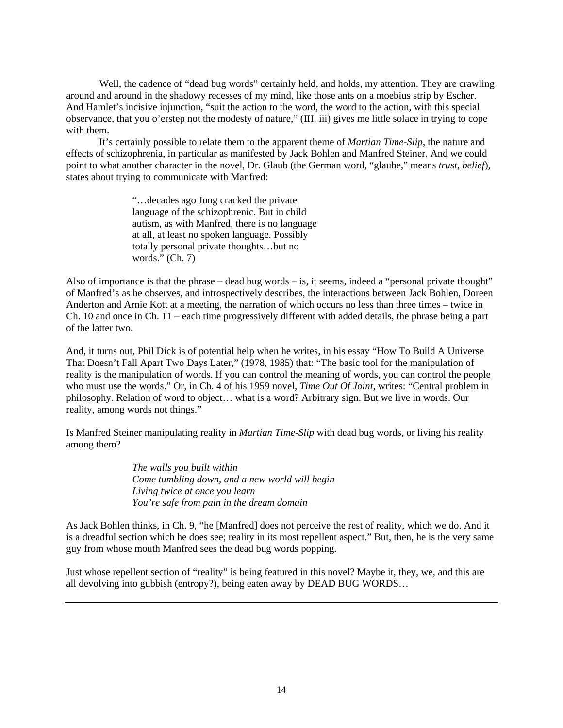Well, the cadence of "dead bug words" certainly held, and holds, my attention. They are crawling around and around in the shadowy recesses of my mind, like those ants on a moebius strip by Escher. And Hamlet's incisive injunction, "suit the action to the word, the word to the action, with this special observance, that you o'erstep not the modesty of nature," (III, iii) gives me little solace in trying to cope with them.

It's certainly possible to relate them to the apparent theme of *Martian Time-Slip*, the nature and effects of schizophrenia, in particular as manifested by Jack Bohlen and Manfred Steiner. And we could point to what another character in the novel, Dr. Glaub (the German word, "glaube," means *trust*, *belief*), states about trying to communicate with Manfred:

> "…decades ago Jung cracked the private language of the schizophrenic. But in child autism, as with Manfred, there is no language at all, at least no spoken language. Possibly totally personal private thoughts…but no words." (Ch. 7)

Also of importance is that the phrase – dead bug words – is, it seems, indeed a "personal private thought" of Manfred's as he observes, and introspectively describes, the interactions between Jack Bohlen, Doreen Anderton and Arnie Kott at a meeting, the narration of which occurs no less than three times – twice in Ch. 10 and once in Ch. 11 – each time progressively different with added details, the phrase being a part of the latter two.

And, it turns out, Phil Dick is of potential help when he writes, in his essay "How To Build A Universe That Doesn't Fall Apart Two Days Later," (1978, 1985) that: "The basic tool for the manipulation of reality is the manipulation of words. If you can control the meaning of words, you can control the people who must use the words." Or, in Ch. 4 of his 1959 novel, *Time Out Of Joint*, writes: "Central problem in philosophy. Relation of word to object… what is a word? Arbitrary sign. But we live in words. Our reality, among words not things."

Is Manfred Steiner manipulating reality in *Martian Time-Slip* with dead bug words, or living his reality among them?

> *The walls you built within*
> *Come tumbling down, and a new world will begin*
> *Living twice at once you learn*
> *You're safe from pain in the dream domain*

As Jack Bohlen thinks, in Ch. 9, "he [Manfred] does not perceive the rest of reality, which we do. And it is a dreadful section which he does see; reality in its most repellent aspect." But, then, he is the very same guy from whose mouth Manfred sees the dead bug words popping.

Just whose repellent section of "reality" is being featured in this novel? Maybe it, they, we, and this are all devolving into gubbish (entropy?), being eaten away by DEAD BUG WORDS…

---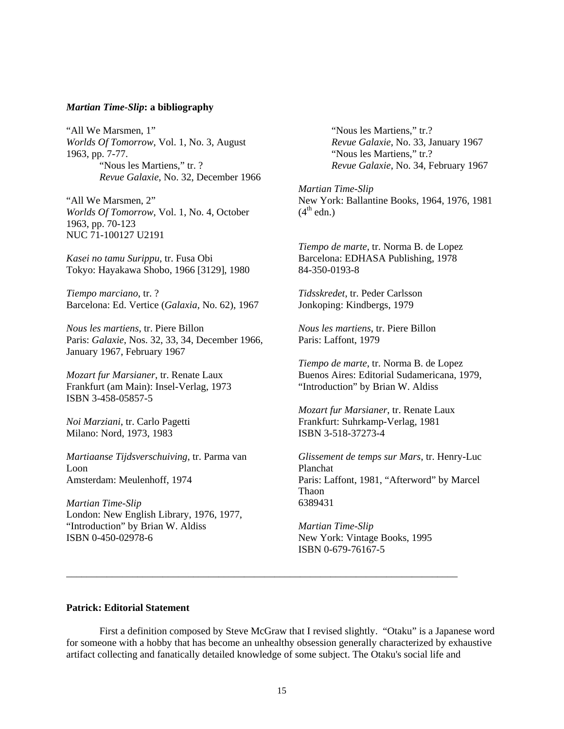### *Martian Time-Slip*: a bibliography

"All We Marsmen, 1"
*Worlds Of Tomorrow*, Vol. 1, No. 3, August 1963, pp. 7-77.
"Nous les Martiens," tr. ?
*Revue Galaxie*, No. 32, December 1966

"All We Marsmen, 2"
*Worlds Of Tomorrow*, Vol. 1, No. 4, October 1963, pp. 70-123
NUC 71-100127 U2191

*Kasei no tamu Surippu*, tr. Fusa Obi
Tokyo: Hayakawa Shobo, 1966 [3129], 1980

*Tiempo marciano*, tr. ?
Barcelona: Ed. Vertice (*Galaxia*, No. 62), 1967

*Nous les martiens*, tr. Piere Billon
Paris: *Galaxie*, Nos. 32, 33, 34, December 1966, January 1967, February 1967

*Mozart fur Marsianer*, tr. Renate Laux
Frankfurt (am Main): Insel-Verlag, 1973
ISBN 3-458-05857-5

*Noi Marziani*, tr. Carlo Pagetti
Milano: Nord, 1973, 1983

*Martiaanse Tijdsverschuiving*, tr. Parma van Loon
Amsterdam: Meulenhoff, 1974

*Martian Time-Slip*
London: New English Library, 1976, 1977, "Introduction" by Brian W. Aldiss
ISBN 0-450-02978-6

"Nous les Martiens," tr.?
*Revue Galaxie*, No. 33, January 1967
"Nous les Martiens," tr.?
*Revue Galaxie*, No. 34, February 1967

*Martian Time-Slip*
New York: Ballantine Books, 1964, 1976, 1981 (4th edn.)

*Tiempo de marte*, tr. Norma B. de Lopez
Barcelona: EDHASA Publishing, 1978
84-350-0193-8

*Tidsskredet*, tr. Peder Carlsson
Jonkoping: Kindbergs, 1979

*Nous les martiens*, tr. Piere Billon
Paris: Laffont, 1979

*Tiempo de marte*, tr. Norma B. de Lopez
Buenos Aires: Editorial Sudamericana, 1979, "Introduction" by Brian W. Aldiss

*Mozart fur Marsianer*, tr. Renate Laux
Frankfurt: Suhrkamp-Verlag, 1981
ISBN 3-518-37273-4

*Glissement de temps sur Mars*, tr. Henry-Luc Planchat
Paris: Laffont, 1981, "Afterword" by Marcel Thaon
6389431

*Martian Time-Slip*
New York: Vintage Books, 1995
ISBN 0-679-76167-5

---

### Patrick: Editorial Statement

First a definition composed by Steve McGraw that I revised slightly. "Otaku" is a Japanese word for someone with a hobby that has become an unhealthy obsession generally characterized by exhaustive artifact collecting and fanatically detailed knowledge of some subject. The Otaku's social life and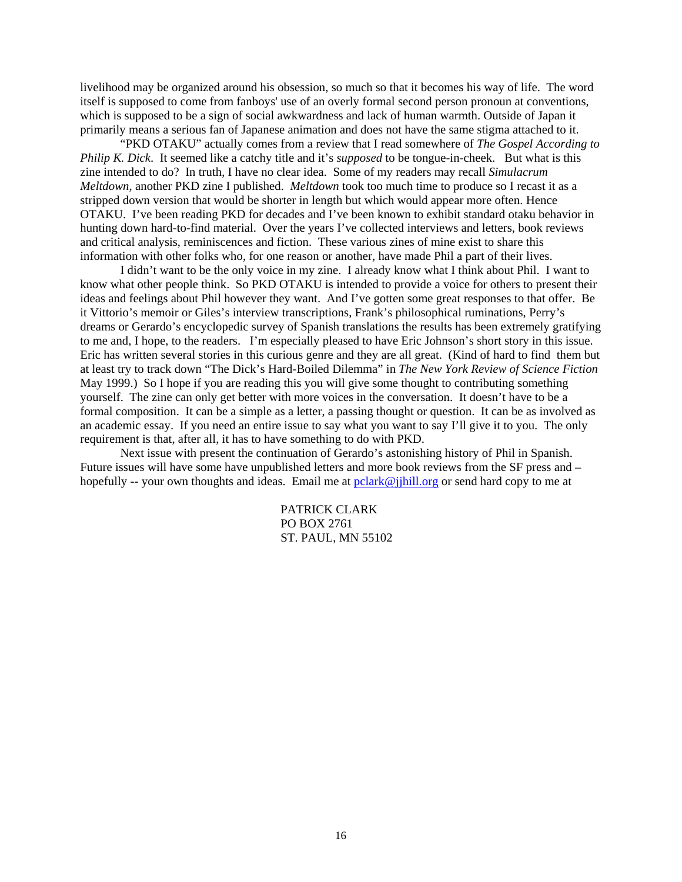livelihood may be organized around his obsession, so much so that it becomes his way of life. The word itself is supposed to come from fanboys' use of an overly formal second person pronoun at conventions, which is supposed to be a sign of social awkwardness and lack of human warmth. Outside of Japan it primarily means a serious fan of Japanese animation and does not have the same stigma attached to it.

"PKD OTAKU" actually comes from a review that I read somewhere of *The Gospel According to Philip K. Dick*. It seemed like a catchy title and it's *supposed* to be tongue-in-cheek. But what is this zine intended to do? In truth, I have no clear idea. Some of my readers may recall *Simulacrum Meltdown*, another PKD zine I published. *Meltdown* took too much time to produce so I recast it as a stripped down version that would be shorter in length but which would appear more often. Hence OTAKU. I've been reading PKD for decades and I've been known to exhibit standard otaku behavior in hunting down hard-to-find material. Over the years I've collected interviews and letters, book reviews and critical analysis, reminiscences and fiction. These various zines of mine exist to share this information with other folks who, for one reason or another, have made Phil a part of their lives.

I didn't want to be the only voice in my zine. I already know what I think about Phil. I want to know what other people think. So PKD OTAKU is intended to provide a voice for others to present their ideas and feelings about Phil however they want. And I've gotten some great responses to that offer. Be it Vittorio's memoir or Giles's interview transcriptions, Frank's philosophical ruminations, Perry's dreams or Gerardo's encyclopedic survey of Spanish translations the results has been extremely gratifying to me and, I hope, to the readers. I'm especially pleased to have Eric Johnson's short story in this issue. Eric has written several stories in this curious genre and they are all great. (Kind of hard to find them but at least try to track down "The Dick's Hard-Boiled Dilemma" in *The New York Review of Science Fiction* May 1999.) So I hope if you are reading this you will give some thought to contributing something yourself. The zine can only get better with more voices in the conversation. It doesn't have to be a formal composition. It can be a simple as a letter, a passing thought or question. It can be as involved as an academic essay. If you need an entire issue to say what you want to say I'll give it to you. The only requirement is that, after all, it has to have something to do with PKD.

Next issue with present the continuation of Gerardo's astonishing history of Phil in Spanish. Future issues will have some have unpublished letters and more book reviews from the SF press and – hopefully -- your own thoughts and ideas. Email me at pclark@jjhill.org or send hard copy to me at

PATRICK CLARK
PO BOX 2761
ST. PAUL, MN 55102